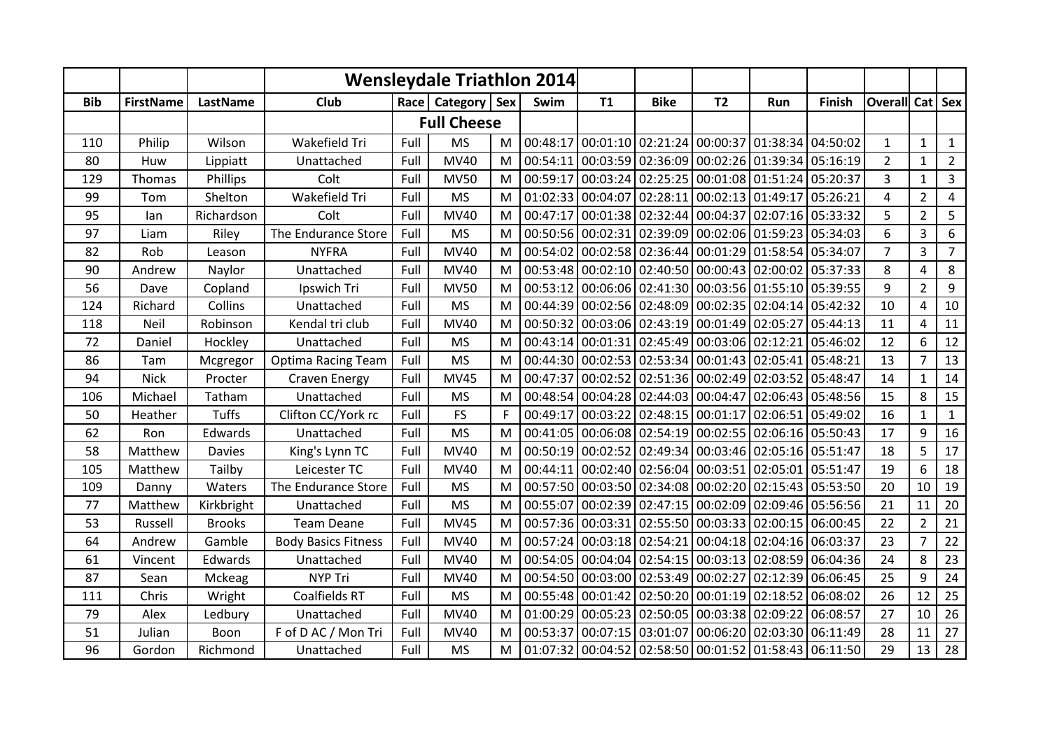| | | | Wensleydale Triathlon 2014 | | | | | | | | | | | | | |
|---|---|---|---|---|---|---|---|---|---|---|---|---|---|---|---|---|
| **Bib** | **FirstName** | **LastName** | **Club** | **Race** | **Category** | **Sex** | **Swim** | **T1** | **Bike** | **T2** | **Run** | **Finish** | **Overall** | **Cat** | **Sex** |
| | | | | | **Full Cheese** | | | | | | | | | | |
| 110 | Philip | Wilson | Wakefield Tri | Full | MS | M | 00:48:17 | 00:01:10 | 02:21:24 | 00:00:37 | 01:38:34 | 04:50:02 | 1 | 1 | 1 |
| 80 | Huw | Lippiatt | Unattached | Full | MV40 | M | 00:54:11 | 00:03:59 | 02:36:09 | 00:02:26 | 01:39:34 | 05:16:19 | 2 | 1 | 2 |
| 129 | Thomas | Phillips | Colt | Full | MV50 | M | 00:59:17 | 00:03:24 | 02:25:25 | 00:01:08 | 01:51:24 | 05:20:37 | 3 | 1 | 3 |
| 99 | Tom | Shelton | Wakefield Tri | Full | MS | M | 01:02:33 | 00:04:07 | 02:28:11 | 00:02:13 | 01:49:17 | 05:26:21 | 4 | 2 | 4 |
| 95 | Ian | Richardson | Colt | Full | MV40 | M | 00:47:17 | 00:01:38 | 02:32:44 | 00:04:37 | 02:07:16 | 05:33:32 | 5 | 2 | 5 |
| 97 | Liam | Riley | The Endurance Store | Full | MS | M | 00:50:56 | 00:02:31 | 02:39:09 | 00:02:06 | 01:59:23 | 05:34:03 | 6 | 3 | 6 |
| 82 | Rob | Leason | NYFRA | Full | MV40 | M | 00:54:02 | 00:02:58 | 02:36:44 | 00:01:29 | 01:58:54 | 05:34:07 | 7 | 3 | 7 |
| 90 | Andrew | Naylor | Unattached | Full | MV40 | M | 00:53:48 | 00:02:10 | 02:40:50 | 00:00:43 | 02:00:02 | 05:37:33 | 8 | 4 | 8 |
| 56 | Dave | Copland | Ipswich Tri | Full | MV50 | M | 00:53:12 | 00:06:06 | 02:41:30 | 00:03:56 | 01:55:10 | 05:39:55 | 9 | 2 | 9 |
| 124 | Richard | Collins | Unattached | Full | MS | M | 00:44:39 | 00:02:56 | 02:48:09 | 00:02:35 | 02:04:14 | 05:42:32 | 10 | 4 | 10 |
| 118 | Neil | Robinson | Kendal tri club | Full | MV40 | M | 00:50:32 | 00:03:06 | 02:43:19 | 00:01:49 | 02:05:27 | 05:44:13 | 11 | 4 | 11 |
| 72 | Daniel | Hockley | Unattached | Full | MS | M | 00:43:14 | 00:01:31 | 02:45:49 | 00:03:06 | 02:12:21 | 05:46:02 | 12 | 6 | 12 |
| 86 | Tam | Mcgregor | Optima Racing Team | Full | MS | M | 00:44:30 | 00:02:53 | 02:53:34 | 00:01:43 | 02:05:41 | 05:48:21 | 13 | 7 | 13 |
| 94 | Nick | Procter | Craven Energy | Full | MV45 | M | 00:47:37 | 00:02:52 | 02:51:36 | 00:02:49 | 02:03:52 | 05:48:47 | 14 | 1 | 14 |
| 106 | Michael | Tatham | Unattached | Full | MS | M | 00:48:54 | 00:04:28 | 02:44:03 | 00:04:47 | 02:06:43 | 05:48:56 | 15 | 8 | 15 |
| 50 | Heather | Tuffs | Clifton CC/York rc | Full | FS | F | 00:49:17 | 00:03:22 | 02:48:15 | 00:01:17 | 02:06:51 | 05:49:02 | 16 | 1 | 1 |
| 62 | Ron | Edwards | Unattached | Full | MS | M | 00:41:05 | 00:06:08 | 02:54:19 | 00:02:55 | 02:06:16 | 05:50:43 | 17 | 9 | 16 |
| 58 | Matthew | Davies | King's Lynn TC | Full | MV40 | M | 00:50:19 | 00:02:52 | 02:49:34 | 00:03:46 | 02:05:16 | 05:51:47 | 18 | 5 | 17 |
| 105 | Matthew | Tailby | Leicester TC | Full | MV40 | M | 00:44:11 | 00:02:40 | 02:56:04 | 00:03:51 | 02:05:01 | 05:51:47 | 19 | 6 | 18 |
| 109 | Danny | Waters | The Endurance Store | Full | MS | M | 00:57:50 | 00:03:50 | 02:34:08 | 00:02:20 | 02:15:43 | 05:53:50 | 20 | 10 | 19 |
| 77 | Matthew | Kirkbright | Unattached | Full | MS | M | 00:55:07 | 00:02:39 | 02:47:15 | 00:02:09 | 02:09:46 | 05:56:56 | 21 | 11 | 20 |
| 53 | Russell | Brooks | Team Deane | Full | MV45 | M | 00:57:36 | 00:03:31 | 02:55:50 | 00:03:33 | 02:00:15 | 06:00:45 | 22 | 2 | 21 |
| 64 | Andrew | Gamble | Body Basics Fitness | Full | MV40 | M | 00:57:24 | 00:03:18 | 02:54:21 | 00:04:18 | 02:04:16 | 06:03:37 | 23 | 7 | 22 |
| 61 | Vincent | Edwards | Unattached | Full | MV40 | M | 00:54:05 | 00:04:04 | 02:54:15 | 00:03:13 | 02:08:59 | 06:04:36 | 24 | 8 | 23 |
| 87 | Sean | Mckeag | NYP Tri | Full | MV40 | M | 00:54:50 | 00:03:00 | 02:53:49 | 00:02:27 | 02:12:39 | 06:06:45 | 25 | 9 | 24 |
| 111 | Chris | Wright | Coalfields RT | Full | MS | M | 00:55:48 | 00:01:42 | 02:50:20 | 00:01:19 | 02:18:52 | 06:08:02 | 26 | 12 | 25 |
| 79 | Alex | Ledbury | Unattached | Full | MV40 | M | 01:00:29 | 00:05:23 | 02:50:05 | 00:03:38 | 02:09:22 | 06:08:57 | 27 | 10 | 26 |
| 51 | Julian | Boon | F of D AC / Mon Tri | Full | MV40 | M | 00:53:37 | 00:07:15 | 03:01:07 | 00:06:20 | 02:03:30 | 06:11:49 | 28 | 11 | 27 |
| 96 | Gordon | Richmond | Unattached | Full | MS | M | 01:07:32 | 00:04:52 | 02:58:50 | 00:01:52 | 01:58:43 | 06:11:50 | 29 | 13 | 28 |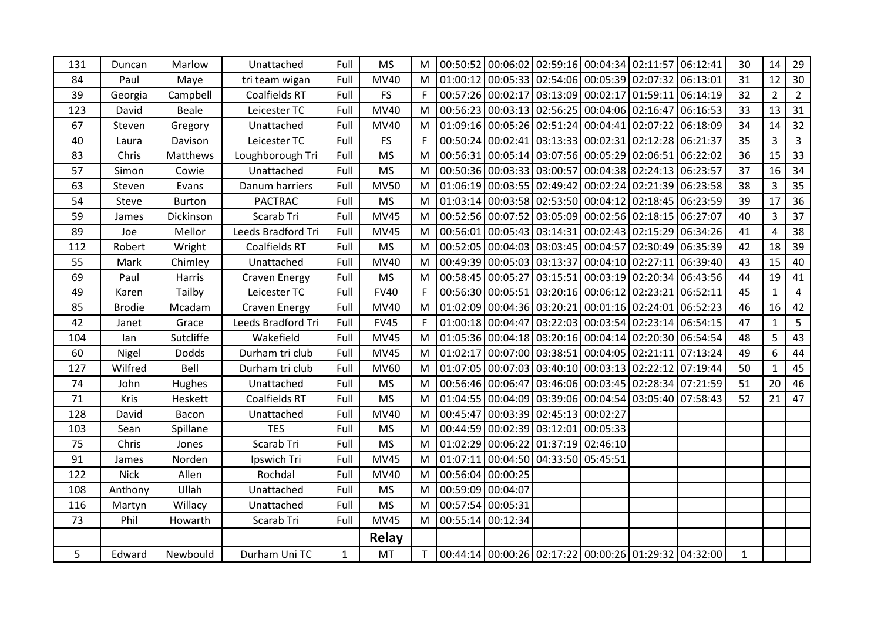| | | | | | | | | | | | | | | | | |
|---|---|---|---|---|---|---|---|---|---|---|---|---|---|---|---|---|
| 131 | Duncan | Marlow | Unattached | Full | MS | M | 00:50:52 | 00:06:02 | 02:59:16 | 00:04:34 | 02:11:57 | 06:12:41 | 30 | 14 | 29 |
| 84 | Paul | Maye | tri team wigan | Full | MV40 | M | 01:00:12 | 00:05:33 | 02:54:06 | 00:05:39 | 02:07:32 | 06:13:01 | 31 | 12 | 30 |
| 39 | Georgia | Campbell | Coalfields RT | Full | FS | F | 00:57:26 | 00:02:17 | 03:13:09 | 00:02:17 | 01:59:11 | 06:14:19 | 32 | 2 | 2 |
| 123 | David | Beale | Leicester TC | Full | MV40 | M | 00:56:23 | 00:03:13 | 02:56:25 | 00:04:06 | 02:16:47 | 06:16:53 | 33 | 13 | 31 |
| 67 | Steven | Gregory | Unattached | Full | MV40 | M | 01:09:16 | 00:05:26 | 02:51:24 | 00:04:41 | 02:07:22 | 06:18:09 | 34 | 14 | 32 |
| 40 | Laura | Davison | Leicester TC | Full | FS | F | 00:50:24 | 00:02:41 | 03:13:33 | 00:02:31 | 02:12:28 | 06:21:37 | 35 | 3 | 3 |
| 83 | Chris | Matthews | Loughborough Tri | Full | MS | M | 00:56:31 | 00:05:14 | 03:07:56 | 00:05:29 | 02:06:51 | 06:22:02 | 36 | 15 | 33 |
| 57 | Simon | Cowie | Unattached | Full | MS | M | 00:50:36 | 00:03:33 | 03:00:57 | 00:04:38 | 02:24:13 | 06:23:57 | 37 | 16 | 34 |
| 63 | Steven | Evans | Danum harriers | Full | MV50 | M | 01:06:19 | 00:03:55 | 02:49:42 | 00:02:24 | 02:21:39 | 06:23:58 | 38 | 3 | 35 |
| 54 | Steve | Burton | PACTRAC | Full | MS | M | 01:03:14 | 00:03:58 | 02:53:50 | 00:04:12 | 02:18:45 | 06:23:59 | 39 | 17 | 36 |
| 59 | James | Dickinson | Scarab Tri | Full | MV45 | M | 00:52:56 | 00:07:52 | 03:05:09 | 00:02:56 | 02:18:15 | 06:27:07 | 40 | 3 | 37 |
| 89 | Joe | Mellor | Leeds Bradford Tri | Full | MV45 | M | 00:56:01 | 00:05:43 | 03:14:31 | 00:02:43 | 02:15:29 | 06:34:26 | 41 | 4 | 38 |
| 112 | Robert | Wright | Coalfields RT | Full | MS | M | 00:52:05 | 00:04:03 | 03:03:45 | 00:04:57 | 02:30:49 | 06:35:39 | 42 | 18 | 39 |
| 55 | Mark | Chimley | Unattached | Full | MV40 | M | 00:49:39 | 00:05:03 | 03:13:37 | 00:04:10 | 02:27:11 | 06:39:40 | 43 | 15 | 40 |
| 69 | Paul | Harris | Craven Energy | Full | MS | M | 00:58:45 | 00:05:27 | 03:15:51 | 00:03:19 | 02:20:34 | 06:43:56 | 44 | 19 | 41 |
| 49 | Karen | Tailby | Leicester TC | Full | FV40 | F | 00:56:30 | 00:05:51 | 03:20:16 | 00:06:12 | 02:23:21 | 06:52:11 | 45 | 1 | 4 |
| 85 | Brodie | Mcadam | Craven Energy | Full | MV40 | M | 01:02:09 | 00:04:36 | 03:20:21 | 00:01:16 | 02:24:01 | 06:52:23 | 46 | 16 | 42 |
| 42 | Janet | Grace | Leeds Bradford Tri | Full | FV45 | F | 01:00:18 | 00:04:47 | 03:22:03 | 00:03:54 | 02:23:14 | 06:54:15 | 47 | 1 | 5 |
| 104 | Ian | Sutcliffe | Wakefield | Full | MV45 | M | 01:05:36 | 00:04:18 | 03:20:16 | 00:04:14 | 02:20:30 | 06:54:54 | 48 | 5 | 43 |
| 60 | Nigel | Dodds | Durham tri club | Full | MV45 | M | 01:02:17 | 00:07:00 | 03:38:51 | 00:04:05 | 02:21:11 | 07:13:24 | 49 | 6 | 44 |
| 127 | Wilfred | Bell | Durham tri club | Full | MV60 | M | 01:07:05 | 00:07:03 | 03:40:10 | 00:03:13 | 02:22:12 | 07:19:44 | 50 | 1 | 45 |
| 74 | John | Hughes | Unattached | Full | MS | M | 00:56:46 | 00:06:47 | 03:46:06 | 00:03:45 | 02:28:34 | 07:21:59 | 51 | 20 | 46 |
| 71 | Kris | Heskett | Coalfields RT | Full | MS | M | 01:04:55 | 00:04:09 | 03:39:06 | 00:04:54 | 03:05:40 | 07:58:43 | 52 | 21 | 47 |
| 128 | David | Bacon | Unattached | Full | MV40 | M | 00:45:47 | 00:03:39 | 02:45:13 | 00:02:27 | | | | | |
| 103 | Sean | Spillane | TES | Full | MS | M | 00:44:59 | 00:02:39 | 03:12:01 | 00:05:33 | | | | | |
| 75 | Chris | Jones | Scarab Tri | Full | MS | M | 01:02:29 | 00:06:22 | 01:37:19 | 02:46:10 | | | | | |
| 91 | James | Norden | Ipswich Tri | Full | MV45 | M | 01:07:11 | 00:04:50 | 04:33:50 | 05:45:51 | | | | | |
| 122 | Nick | Allen | Rochdal | Full | MV40 | M | 00:56:04 | 00:00:25 | | | | | | | |
| 108 | Anthony | Ullah | Unattached | Full | MS | M | 00:59:09 | 00:04:07 | | | | | | | |
| 116 | Martyn | Willacy | Unattached | Full | MS | M | 00:57:54 | 00:05:31 | | | | | | | |
| 73 | Phil | Howarth | Scarab Tri | Full | MV45 | M | 00:55:14 | 00:12:34 | | | | | | | |
| | | | | | **Relay** | | | | | | | | | | |
| 5 | Edward | Newbould | Durham Uni TC | 1 | MT | T | 00:44:14 | 00:00:26 | 02:17:22 | 00:00:26 | 01:29:32 | 04:32:00 | 1 | | |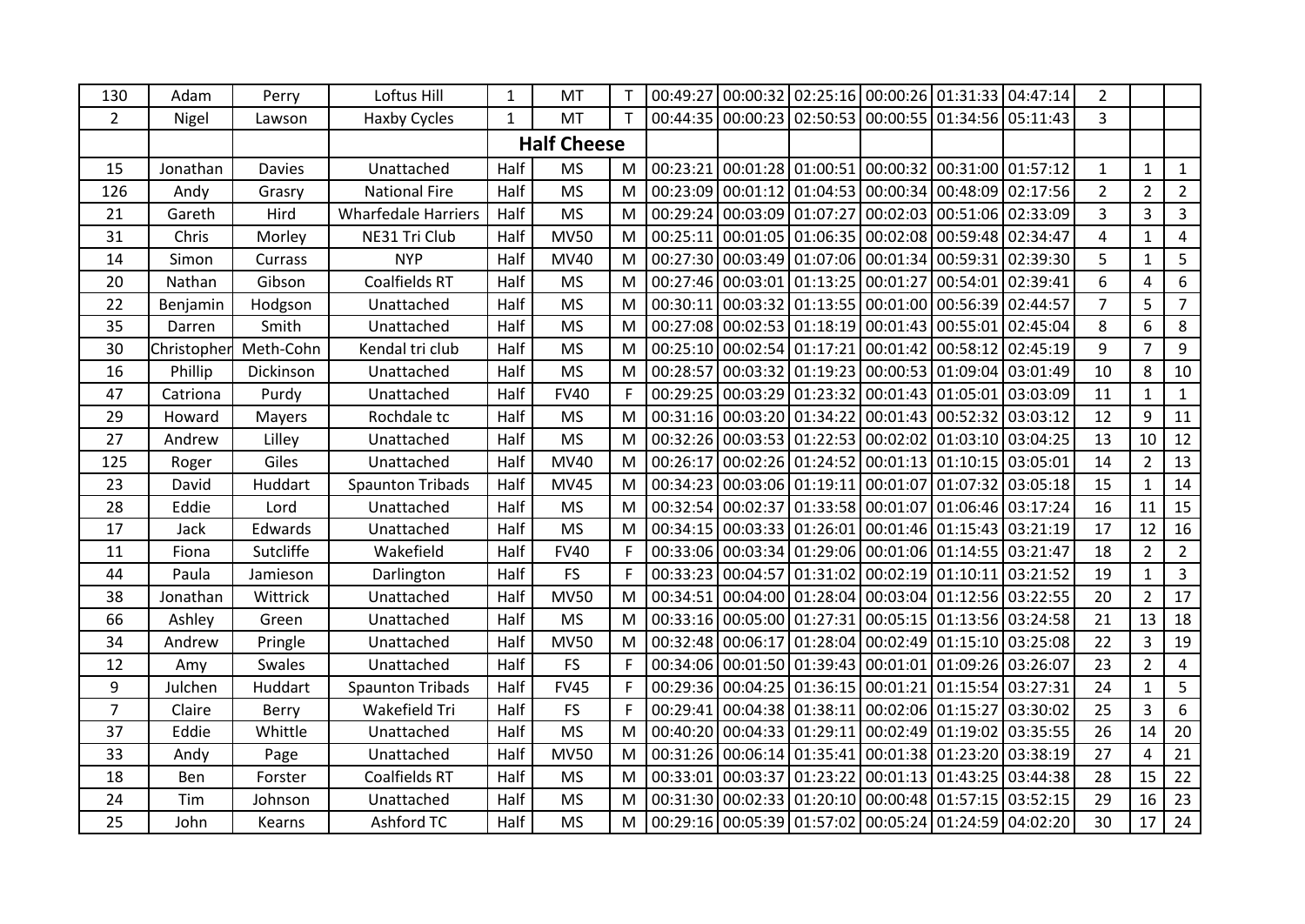| | | | | | | | | | | | | | | | |
|---|---|---|---|---|---|---|---|---|---|---|---|---|---|---|---|
| 130 | Adam | Perry | Loftus Hill | 1 | MT | T | 00:49:27 | 00:00:32 | 02:25:16 | 00:00:26 | 01:31:33 | 04:47:14 | 2 | | |
| 2 | Nigel | Lawson | Haxby Cycles | 1 | MT | T | 00:44:35 | 00:00:23 | 02:50:53 | 00:00:55 | 01:34:56 | 05:11:43 | 3 | | |
| | | | | | **Half Cheese** | | | | | | | | | | |
| 15 | Jonathan | Davies | Unattached | Half | MS | M | 00:23:21 | 00:01:28 | 01:00:51 | 00:00:32 | 00:31:00 | 01:57:12 | 1 | 1 | 1 |
| 126 | Andy | Grasry | National Fire | Half | MS | M | 00:23:09 | 00:01:12 | 01:04:53 | 00:00:34 | 00:48:09 | 02:17:56 | 2 | 2 | 2 |
| 21 | Gareth | Hird | Wharfedale Harriers | Half | MS | M | 00:29:24 | 00:03:09 | 01:07:27 | 00:02:03 | 00:51:06 | 02:33:09 | 3 | 3 | 3 |
| 31 | Chris | Morley | NE31 Tri Club | Half | MV50 | M | 00:25:11 | 00:01:05 | 01:06:35 | 00:02:08 | 00:59:48 | 02:34:47 | 4 | 1 | 4 |
| 14 | Simon | Currass | NYP | Half | MV40 | M | 00:27:30 | 00:03:49 | 01:07:06 | 00:01:34 | 00:59:31 | 02:39:30 | 5 | 1 | 5 |
| 20 | Nathan | Gibson | Coalfields RT | Half | MS | M | 00:27:46 | 00:03:01 | 01:13:25 | 00:01:27 | 00:54:01 | 02:39:41 | 6 | 4 | 6 |
| 22 | Benjamin | Hodgson | Unattached | Half | MS | M | 00:30:11 | 00:03:32 | 01:13:55 | 00:01:00 | 00:56:39 | 02:44:57 | 7 | 5 | 7 |
| 35 | Darren | Smith | Unattached | Half | MS | M | 00:27:08 | 00:02:53 | 01:18:19 | 00:01:43 | 00:55:01 | 02:45:04 | 8 | 6 | 8 |
| 30 | Christopher | Meth-Cohn | Kendal tri club | Half | MS | M | 00:25:10 | 00:02:54 | 01:17:21 | 00:01:42 | 00:58:12 | 02:45:19 | 9 | 7 | 9 |
| 16 | Phillip | Dickinson | Unattached | Half | MS | M | 00:28:57 | 00:03:32 | 01:19:23 | 00:00:53 | 01:09:04 | 03:01:49 | 10 | 8 | 10 |
| 47 | Catriona | Purdy | Unattached | Half | FV40 | F | 00:29:25 | 00:03:29 | 01:23:32 | 00:01:43 | 01:05:01 | 03:03:09 | 11 | 1 | 1 |
| 29 | Howard | Mayers | Rochdale tc | Half | MS | M | 00:31:16 | 00:03:20 | 01:34:22 | 00:01:43 | 00:52:32 | 03:03:12 | 12 | 9 | 11 |
| 27 | Andrew | Lilley | Unattached | Half | MS | M | 00:32:26 | 00:03:53 | 01:22:53 | 00:02:02 | 01:03:10 | 03:04:25 | 13 | 10 | 12 |
| 125 | Roger | Giles | Unattached | Half | MV40 | M | 00:26:17 | 00:02:26 | 01:24:52 | 00:01:13 | 01:10:15 | 03:05:01 | 14 | 2 | 13 |
| 23 | David | Huddart | Spaunton Tribads | Half | MV45 | M | 00:34:23 | 00:03:06 | 01:19:11 | 00:01:07 | 01:07:32 | 03:05:18 | 15 | 1 | 14 |
| 28 | Eddie | Lord | Unattached | Half | MS | M | 00:32:54 | 00:02:37 | 01:33:58 | 00:01:07 | 01:06:46 | 03:17:24 | 16 | 11 | 15 |
| 17 | Jack | Edwards | Unattached | Half | MS | M | 00:34:15 | 00:03:33 | 01:26:01 | 00:01:46 | 01:15:43 | 03:21:19 | 17 | 12 | 16 |
| 11 | Fiona | Sutcliffe | Wakefield | Half | FV40 | F | 00:33:06 | 00:03:34 | 01:29:06 | 00:01:06 | 01:14:55 | 03:21:47 | 18 | 2 | 2 |
| 44 | Paula | Jamieson | Darlington | Half | FS | F | 00:33:23 | 00:04:57 | 01:31:02 | 00:02:19 | 01:10:11 | 03:21:52 | 19 | 1 | 3 |
| 38 | Jonathan | Wittrick | Unattached | Half | MV50 | M | 00:34:51 | 00:04:00 | 01:28:04 | 00:03:04 | 01:12:56 | 03:22:55 | 20 | 2 | 17 |
| 66 | Ashley | Green | Unattached | Half | MS | M | 00:33:16 | 00:05:00 | 01:27:31 | 00:05:15 | 01:13:56 | 03:24:58 | 21 | 13 | 18 |
| 34 | Andrew | Pringle | Unattached | Half | MV50 | M | 00:32:48 | 00:06:17 | 01:28:04 | 00:02:49 | 01:15:10 | 03:25:08 | 22 | 3 | 19 |
| 12 | Amy | Swales | Unattached | Half | FS | F | 00:34:06 | 00:01:50 | 01:39:43 | 00:01:01 | 01:09:26 | 03:26:07 | 23 | 2 | 4 |
| 9 | Julchen | Huddart | Spaunton Tribads | Half | FV45 | F | 00:29:36 | 00:04:25 | 01:36:15 | 00:01:21 | 01:15:54 | 03:27:31 | 24 | 1 | 5 |
| 7 | Claire | Berry | Wakefield Tri | Half | FS | F | 00:29:41 | 00:04:38 | 01:38:11 | 00:02:06 | 01:15:27 | 03:30:02 | 25 | 3 | 6 |
| 37 | Eddie | Whittle | Unattached | Half | MS | M | 00:40:20 | 00:04:33 | 01:29:11 | 00:02:49 | 01:19:02 | 03:35:55 | 26 | 14 | 20 |
| 33 | Andy | Page | Unattached | Half | MV50 | M | 00:31:26 | 00:06:14 | 01:35:41 | 00:01:38 | 01:23:20 | 03:38:19 | 27 | 4 | 21 |
| 18 | Ben | Forster | Coalfields RT | Half | MS | M | 00:33:01 | 00:03:37 | 01:23:22 | 00:01:13 | 01:43:25 | 03:44:38 | 28 | 15 | 22 |
| 24 | Tim | Johnson | Unattached | Half | MS | M | 00:31:30 | 00:02:33 | 01:20:10 | 00:00:48 | 01:57:15 | 03:52:15 | 29 | 16 | 23 |
| 25 | John | Kearns | Ashford TC | Half | MS | M | 00:29:16 | 00:05:39 | 01:57:02 | 00:05:24 | 01:24:59 | 04:02:20 | 30 | 17 | 24 |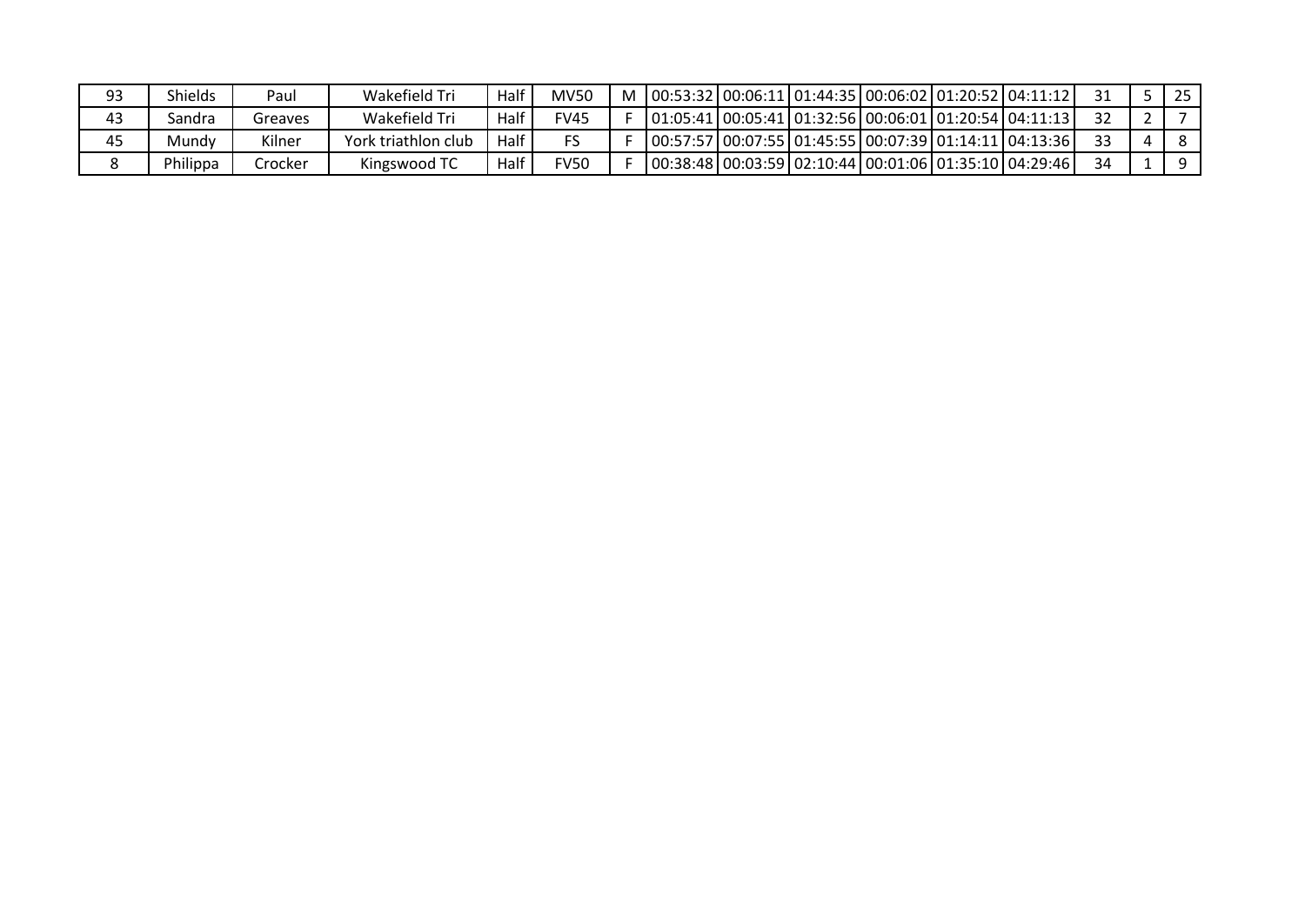| | | | | | | | | | | | | | | | | |
|---|---|---|---|---|---|---|---|---|---|---|---|---|---|---|---|---|
| 93 | Shields | Paul | Wakefield Tri | Half | MV50 | M | 00:53:32 | 00:06:11 | 01:44:35 | 00:06:02 | 01:20:52 | 04:11:12 | 31 | 5 | 25 |
| 43 | Sandra | Greaves | Wakefield Tri | Half | FV45 | F | 01:05:41 | 00:05:41 | 01:32:56 | 00:06:01 | 01:20:54 | 04:11:13 | 32 | 2 | 7 |
| 45 | Mundy | Kilner | York triathlon club | Half | FS | F | 00:57:57 | 00:07:55 | 01:45:55 | 00:07:39 | 01:14:11 | 04:13:36 | 33 | 4 | 8 |
| 8 | Philippa | Crocker | Kingswood TC | Half | FV50 | F | 00:38:48 | 00:03:59 | 02:10:44 | 00:01:06 | 01:35:10 | 04:29:46 | 34 | 1 | 9 |